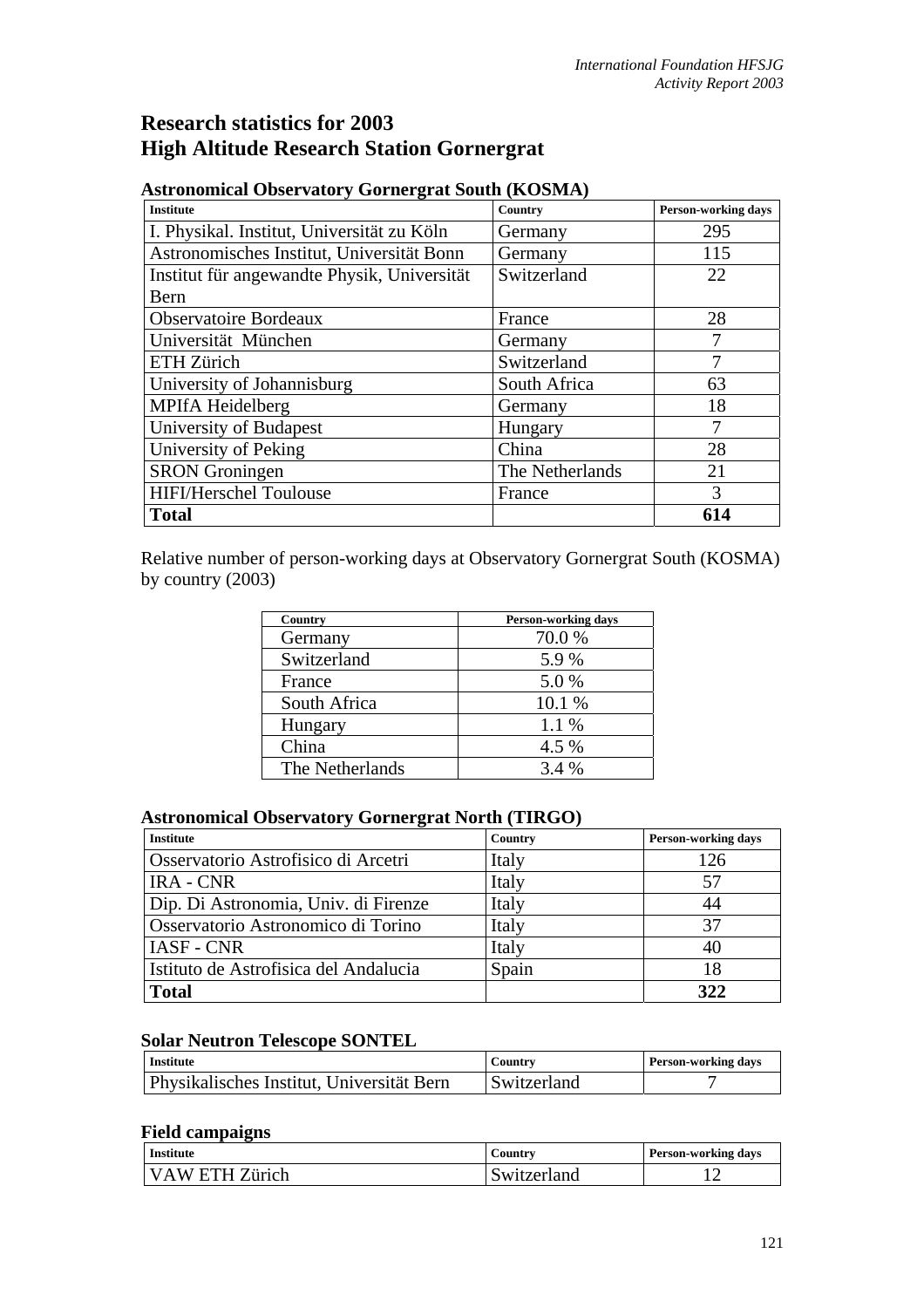# Research statistics for 2003
# High Altitude Research Station Gornergrat

### Astronomical Observatory Gornergrat South (KOSMA)

| Institute | Country | Person-working days |
|---|---|---|
| I. Physikal. Institut, Universität zu Köln | Germany | 295 |
| Astronomisches Institut, Universität Bonn | Germany | 115 |
| Institut für angewandte Physik, Universität Bern | Switzerland | 22 |
| Observatoire Bordeaux | France | 28 |
| Universität München | Germany | 7 |
| ETH Zürich | Switzerland | 7 |
| University of Johannisburg | South Africa | 63 |
| MPIfA Heidelberg | Germany | 18 |
| University of Budapest | Hungary | 7 |
| University of Peking | China | 28 |
| SRON Groningen | The Netherlands | 21 |
| HIFI/Herschel Toulouse | France | 3 |
| **Total** | | **614** |

Relative number of person-working days at Observatory Gornergrat South (KOSMA) by country (2003)

| Country | Person-working days |
|---|---|
| Germany | 70.0 % |
| Switzerland | 5.9 % |
| France | 5.0 % |
| South Africa | 10.1 % |
| Hungary | 1.1 % |
| China | 4.5 % |
| The Netherlands | 3.4 % |

### Astronomical Observatory Gornergrat North (TIRGO)

| Institute | Country | Person-working days |
|---|---|---|
| Osservatorio Astrofisico di Arcetri | Italy | 126 |
| IRA - CNR | Italy | 57 |
| Dip. Di Astronomia, Univ. di Firenze | Italy | 44 |
| Osservatorio Astronomico di Torino | Italy | 37 |
| IASF - CNR | Italy | 40 |
| Istituto de Astrofisica del Andalucia | Spain | 18 |
| **Total** | | **322** |

### Solar Neutron Telescope SONTEL

| Institute | Country | Person-working days |
|---|---|---|
| Physikalisches Institut, Universität Bern | Switzerland | 7 |

### Field campaigns

| Institute | Country | Person-working days |
|---|---|---|
| VAW ETH Zürich | Switzerland | 12 |